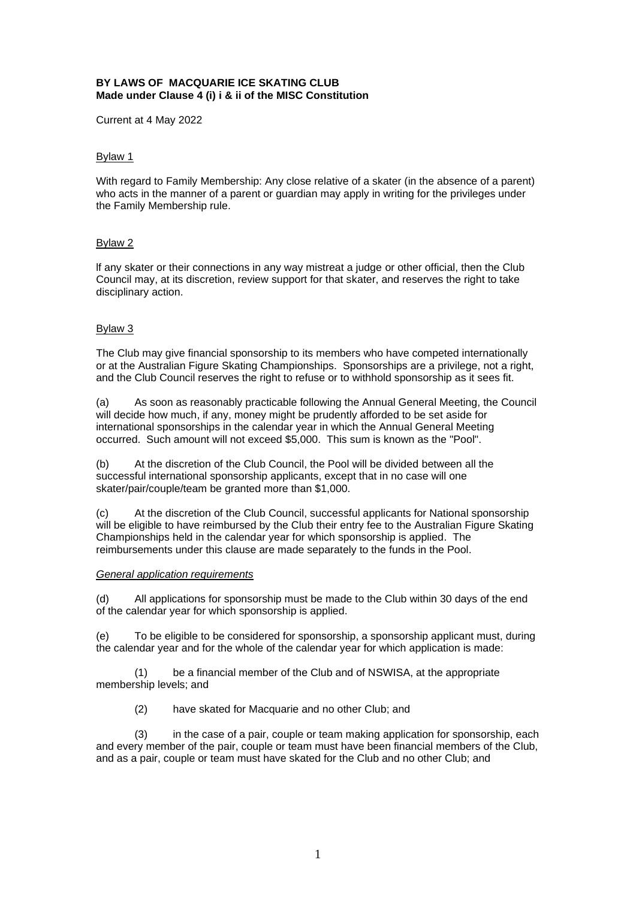**BY LAWS OF MACQUARIE ICE SKATING CLUB**
**Made under Clause 4 (i) i & ii of the MISC Constitution**

Current at 4 May 2022

Bylaw 1

With regard to Family Membership: Any close relative of a skater (in the absence of a parent) who acts in the manner of a parent or guardian may apply in writing for the privileges under the Family Membership rule.

Bylaw 2

If any skater or their connections in any way mistreat a judge or other official, then the Club Council may, at its discretion, review support for that skater, and reserves the right to take disciplinary action.

Bylaw 3

The Club may give financial sponsorship to its members who have competed internationally or at the Australian Figure Skating Championships. Sponsorships are a privilege, not a right, and the Club Council reserves the right to refuse or to withhold sponsorship as it sees fit.

(a) As soon as reasonably practicable following the Annual General Meeting, the Council will decide how much, if any, money might be prudently afforded to be set aside for international sponsorships in the calendar year in which the Annual General Meeting occurred. Such amount will not exceed $5,000. This sum is known as the "Pool".

(b) At the discretion of the Club Council, the Pool will be divided between all the successful international sponsorship applicants, except that in no case will one skater/pair/couple/team be granted more than $1,000.

(c) At the discretion of the Club Council, successful applicants for National sponsorship will be eligible to have reimbursed by the Club their entry fee to the Australian Figure Skating Championships held in the calendar year for which sponsorship is applied. The reimbursements under this clause are made separately to the funds in the Pool.

*General application requirements*

(d) All applications for sponsorship must be made to the Club within 30 days of the end of the calendar year for which sponsorship is applied.

(e) To be eligible to be considered for sponsorship, a sponsorship applicant must, during the calendar year and for the whole of the calendar year for which application is made:

(1) be a financial member of the Club and of NSWISA, at the appropriate membership levels; and

(2) have skated for Macquarie and no other Club; and

(3) in the case of a pair, couple or team making application for sponsorship, each and every member of the pair, couple or team must have been financial members of the Club, and as a pair, couple or team must have skated for the Club and no other Club; and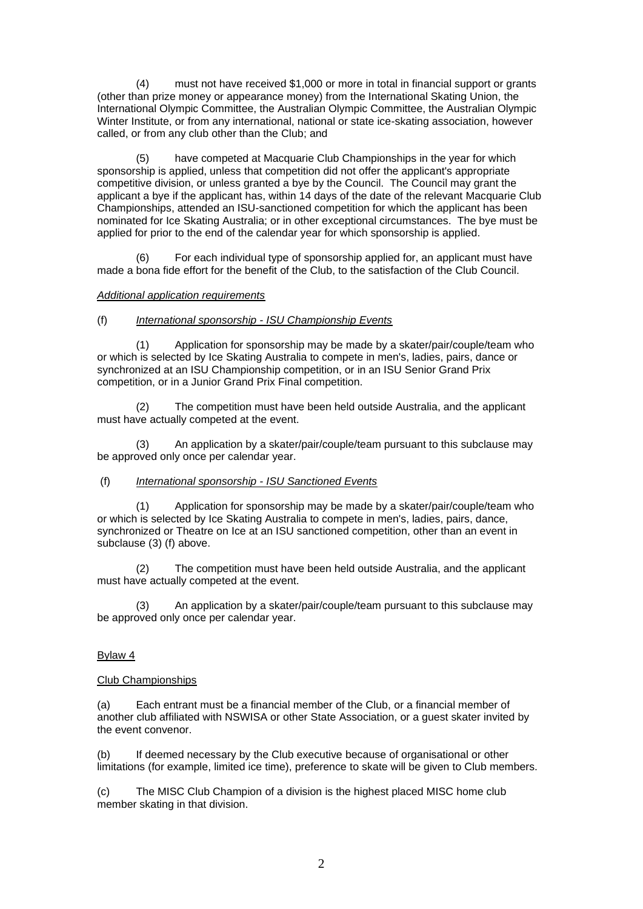(4) must not have received $1,000 or more in total in financial support or grants (other than prize money or appearance money) from the International Skating Union, the International Olympic Committee, the Australian Olympic Committee, the Australian Olympic Winter Institute, or from any international, national or state ice-skating association, however called, or from any club other than the Club; and

(5) have competed at Macquarie Club Championships in the year for which sponsorship is applied, unless that competition did not offer the applicant's appropriate competitive division, or unless granted a bye by the Council. The Council may grant the applicant a bye if the applicant has, within 14 days of the date of the relevant Macquarie Club Championships, attended an ISU-sanctioned competition for which the applicant has been nominated for Ice Skating Australia; or in other exceptional circumstances. The bye must be applied for prior to the end of the calendar year for which sponsorship is applied.

(6) For each individual type of sponsorship applied for, an applicant must have made a bona fide effort for the benefit of the Club, to the satisfaction of the Club Council.

*Additional application requirements*

(f) *International sponsorship - ISU Championship Events*

(1) Application for sponsorship may be made by a skater/pair/couple/team who or which is selected by Ice Skating Australia to compete in men's, ladies, pairs, dance or synchronized at an ISU Championship competition, or in an ISU Senior Grand Prix competition, or in a Junior Grand Prix Final competition.

(2) The competition must have been held outside Australia, and the applicant must have actually competed at the event.

(3) An application by a skater/pair/couple/team pursuant to this subclause may be approved only once per calendar year.

(f) *International sponsorship - ISU Sanctioned Events*

(1) Application for sponsorship may be made by a skater/pair/couple/team who or which is selected by Ice Skating Australia to compete in men's, ladies, pairs, dance, synchronized or Theatre on Ice at an ISU sanctioned competition, other than an event in subclause (3) (f) above.

(2) The competition must have been held outside Australia, and the applicant must have actually competed at the event.

(3) An application by a skater/pair/couple/team pursuant to this subclause may be approved only once per calendar year.

## Bylaw 4

### Club Championships

(a) Each entrant must be a financial member of the Club, or a financial member of another club affiliated with NSWISA or other State Association, or a guest skater invited by the event convenor.

(b) If deemed necessary by the Club executive because of organisational or other limitations (for example, limited ice time), preference to skate will be given to Club members.

(c) The MISC Club Champion of a division is the highest placed MISC home club member skating in that division.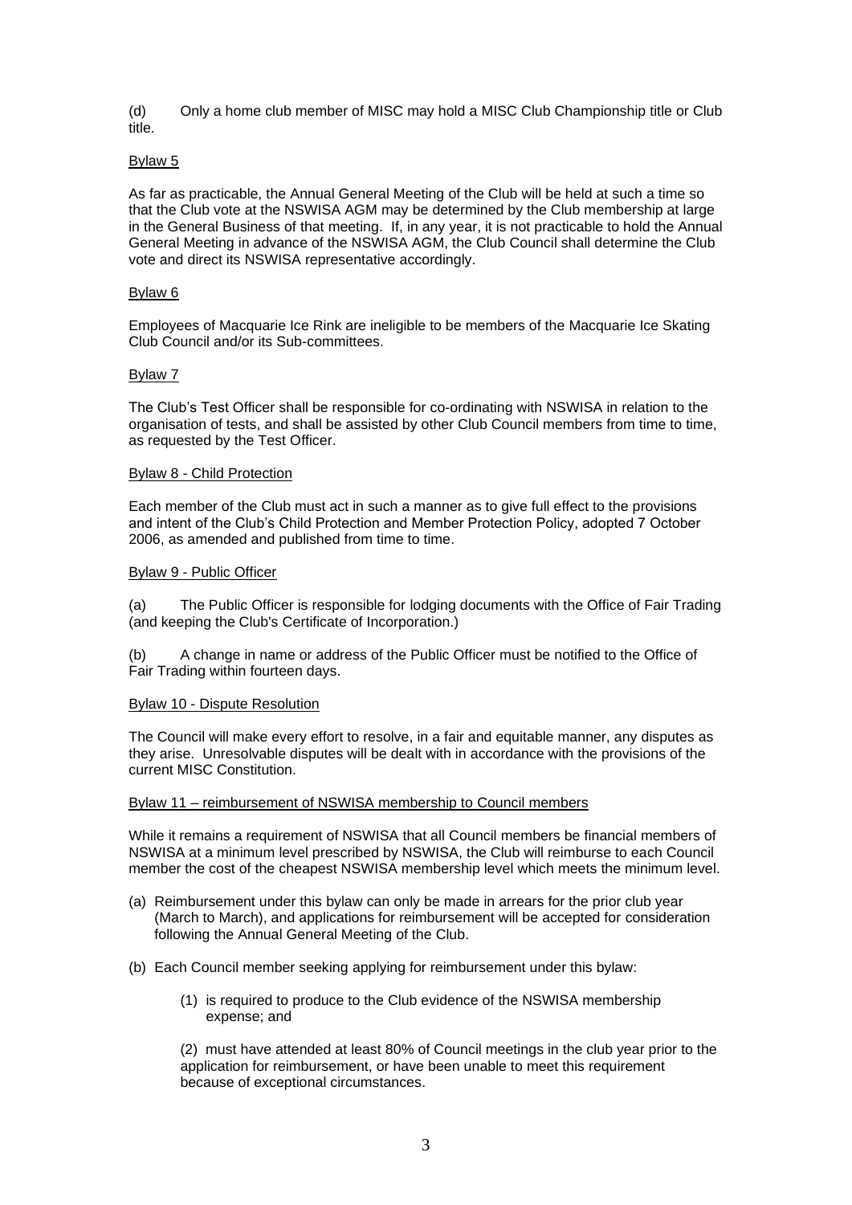(d) Only a home club member of MISC may hold a MISC Club Championship title or Club title.

Bylaw 5

As far as practicable, the Annual General Meeting of the Club will be held at such a time so that the Club vote at the NSWISA AGM may be determined by the Club membership at large in the General Business of that meeting. If, in any year, it is not practicable to hold the Annual General Meeting in advance of the NSWISA AGM, the Club Council shall determine the Club vote and direct its NSWISA representative accordingly.

Bylaw 6

Employees of Macquarie Ice Rink are ineligible to be members of the Macquarie Ice Skating Club Council and/or its Sub-committees.

Bylaw 7

The Club's Test Officer shall be responsible for co-ordinating with NSWISA in relation to the organisation of tests, and shall be assisted by other Club Council members from time to time, as requested by the Test Officer.

Bylaw 8 - Child Protection

Each member of the Club must act in such a manner as to give full effect to the provisions and intent of the Club's Child Protection and Member Protection Policy, adopted 7 October 2006, as amended and published from time to time.

Bylaw 9 - Public Officer

(a) The Public Officer is responsible for lodging documents with the Office of Fair Trading (and keeping the Club's Certificate of Incorporation.)

(b) A change in name or address of the Public Officer must be notified to the Office of Fair Trading within fourteen days.

Bylaw 10 - Dispute Resolution

The Council will make every effort to resolve, in a fair and equitable manner, any disputes as they arise. Unresolvable disputes will be dealt with in accordance with the provisions of the current MISC Constitution.

Bylaw 11 – reimbursement of NSWISA membership to Council members

While it remains a requirement of NSWISA that all Council members be financial members of NSWISA at a minimum level prescribed by NSWISA, the Club will reimburse to each Council member the cost of the cheapest NSWISA membership level which meets the minimum level.

(a) Reimbursement under this bylaw can only be made in arrears for the prior club year (March to March), and applications for reimbursement will be accepted for consideration following the Annual General Meeting of the Club.

(b) Each Council member seeking applying for reimbursement under this bylaw:

(1) is required to produce to the Club evidence of the NSWISA membership expense; and

(2) must have attended at least 80% of Council meetings in the club year prior to the application for reimbursement, or have been unable to meet this requirement because of exceptional circumstances.